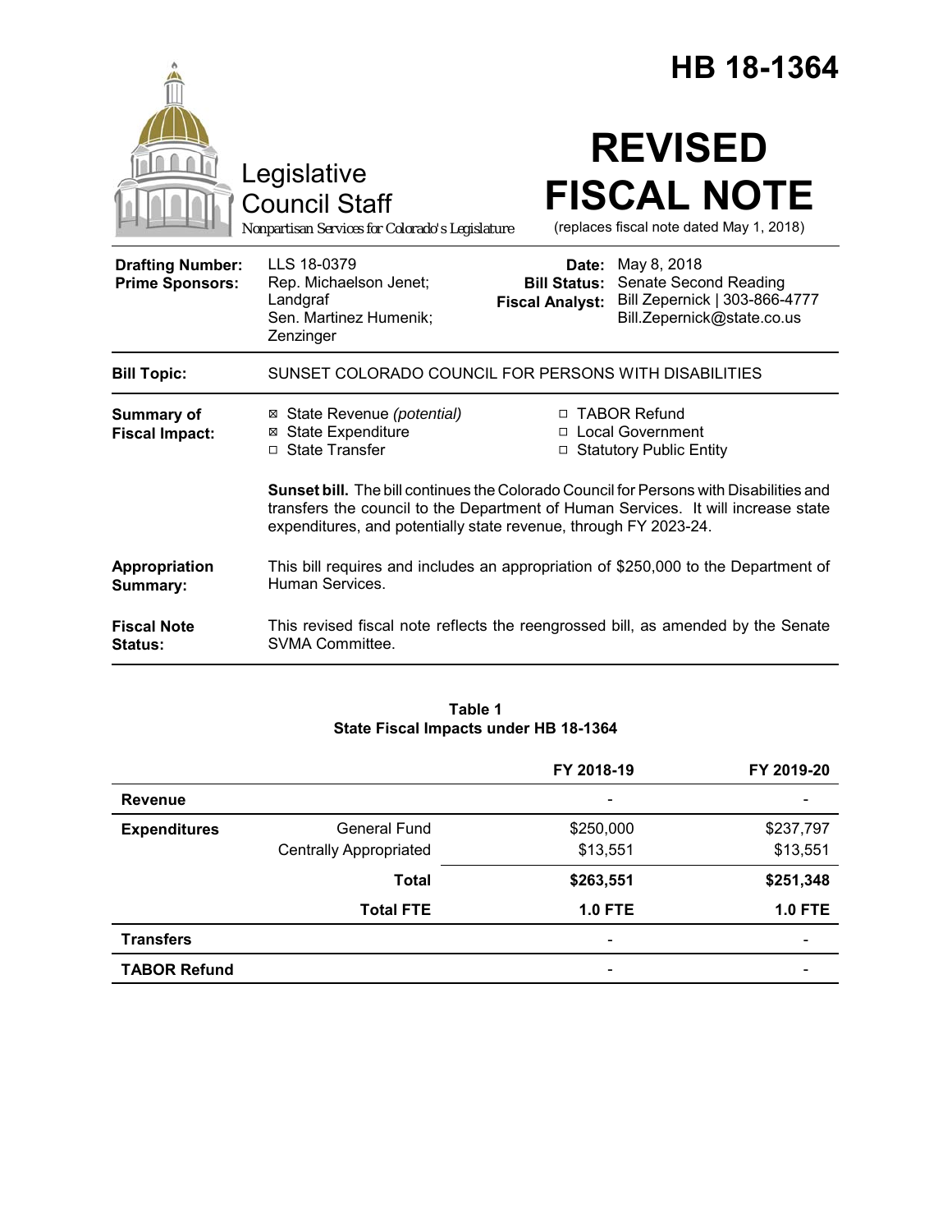# HB 18-1364

Legislative Council Staff

*Nonpartisan Services for Colorado's Legislature*

# REVISED FISCAL NOTE

(replaces fiscal note dated May 1, 2018)

| | | | |
|---|---|---|---|
| **Drafting Number:** | LLS 18-0379 | **Date:** | May 8, 2018 |
| **Prime Sponsors:** | Rep. Michaelson Jenet; Landgraf<br>Sen. Martinez Humenik; Zenzinger | **Bill Status:** | Senate Second Reading |
| | | **Fiscal Analyst:** | Bill Zepernick \| 303-866-4777<br>Bill.Zepernick@state.co.us |

**Bill Topic:** SUNSET COLORADO COUNCIL FOR PERSONS WITH DISABILITIES

**Summary of Fiscal Impact:**

- ☒ State Revenue *(potential)*
- ☒ State Expenditure
- ☐ State Transfer
- ☐ TABOR Refund
- ☐ Local Government
- ☐ Statutory Public Entity

**Sunset bill.** The bill continues the Colorado Council for Persons with Disabilities and transfers the council to the Department of Human Services. It will increase state expenditures, and potentially state revenue, through FY 2023-24.

**Appropriation Summary:** This bill requires and includes an appropriation of $250,000 to the Department of Human Services.

**Fiscal Note Status:** This revised fiscal note reflects the reengrossed bill, as amended by the Senate SVMA Committee.

**Table 1**
**State Fiscal Impacts under HB 18-1364**

| | | FY 2018-19 | FY 2019-20 |
|---|---|---|---|
| **Revenue** | | - | - |
| **Expenditures** | General Fund | $250,000 | $237,797 |
| | Centrally Appropriated | $13,551 | $13,551 |
| | **Total** | **$263,551** | **$251,348** |
| | **Total FTE** | **1.0 FTE** | **1.0 FTE** |
| **Transfers** | | - | - |
| **TABOR Refund** | | - | - |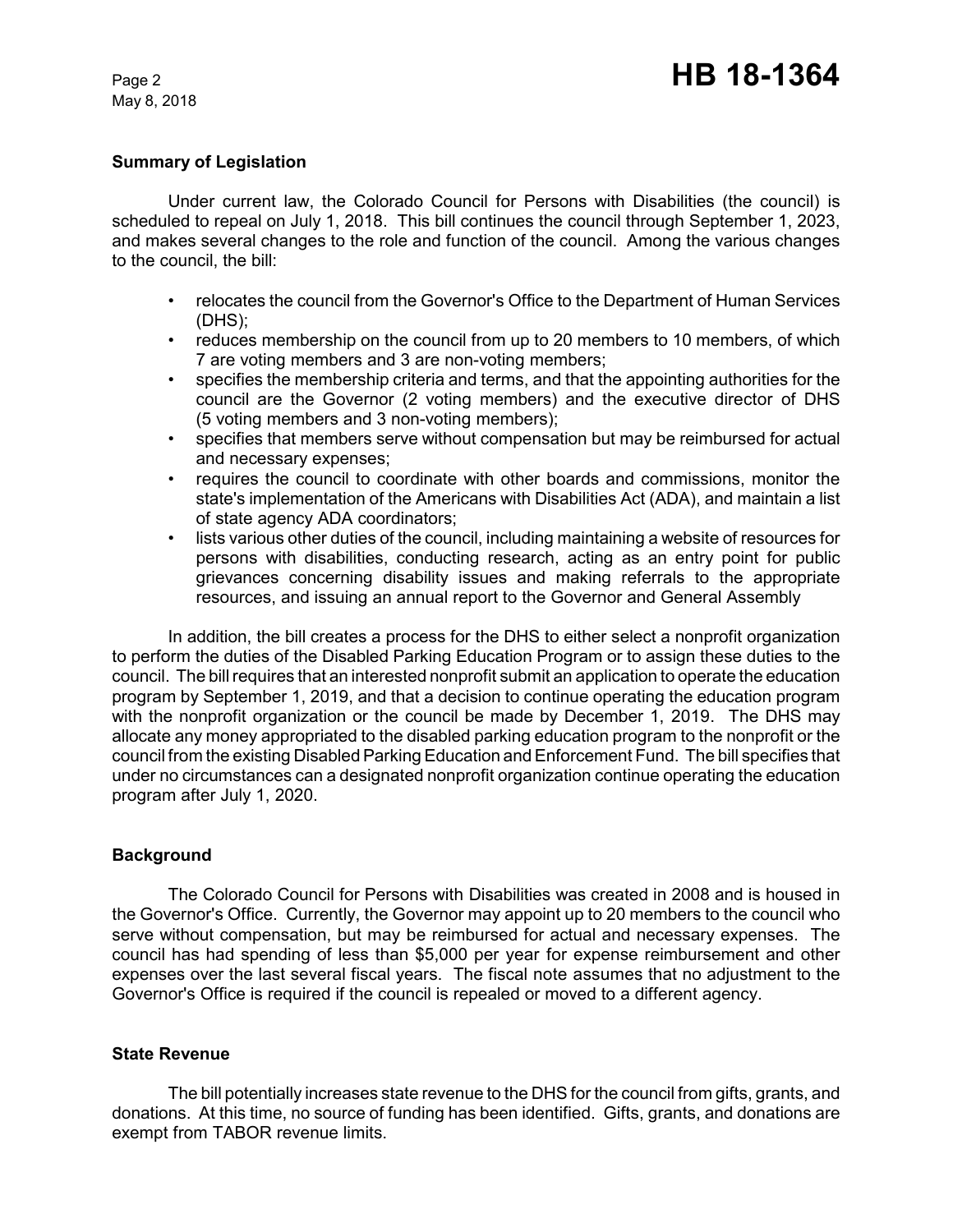## Summary of Legislation

Under current law, the Colorado Council for Persons with Disabilities (the council) is scheduled to repeal on July 1, 2018. This bill continues the council through September 1, 2023, and makes several changes to the role and function of the council. Among the various changes to the council, the bill:

- relocates the council from the Governor's Office to the Department of Human Services (DHS);
- reduces membership on the council from up to 20 members to 10 members, of which 7 are voting members and 3 are non-voting members;
- specifies the membership criteria and terms, and that the appointing authorities for the council are the Governor (2 voting members) and the executive director of DHS (5 voting members and 3 non-voting members);
- specifies that members serve without compensation but may be reimbursed for actual and necessary expenses;
- requires the council to coordinate with other boards and commissions, monitor the state's implementation of the Americans with Disabilities Act (ADA), and maintain a list of state agency ADA coordinators;
- lists various other duties of the council, including maintaining a website of resources for persons with disabilities, conducting research, acting as an entry point for public grievances concerning disability issues and making referrals to the appropriate resources, and issuing an annual report to the Governor and General Assembly

In addition, the bill creates a process for the DHS to either select a nonprofit organization to perform the duties of the Disabled Parking Education Program or to assign these duties to the council. The bill requires that an interested nonprofit submit an application to operate the education program by September 1, 2019, and that a decision to continue operating the education program with the nonprofit organization or the council be made by December 1, 2019. The DHS may allocate any money appropriated to the disabled parking education program to the nonprofit or the council from the existing Disabled Parking Education and Enforcement Fund. The bill specifies that under no circumstances can a designated nonprofit organization continue operating the education program after July 1, 2020.

## Background

The Colorado Council for Persons with Disabilities was created in 2008 and is housed in the Governor's Office. Currently, the Governor may appoint up to 20 members to the council who serve without compensation, but may be reimbursed for actual and necessary expenses. The council has had spending of less than $5,000 per year for expense reimbursement and other expenses over the last several fiscal years. The fiscal note assumes that no adjustment to the Governor's Office is required if the council is repealed or moved to a different agency.

## State Revenue

The bill potentially increases state revenue to the DHS for the council from gifts, grants, and donations. At this time, no source of funding has been identified. Gifts, grants, and donations are exempt from TABOR revenue limits.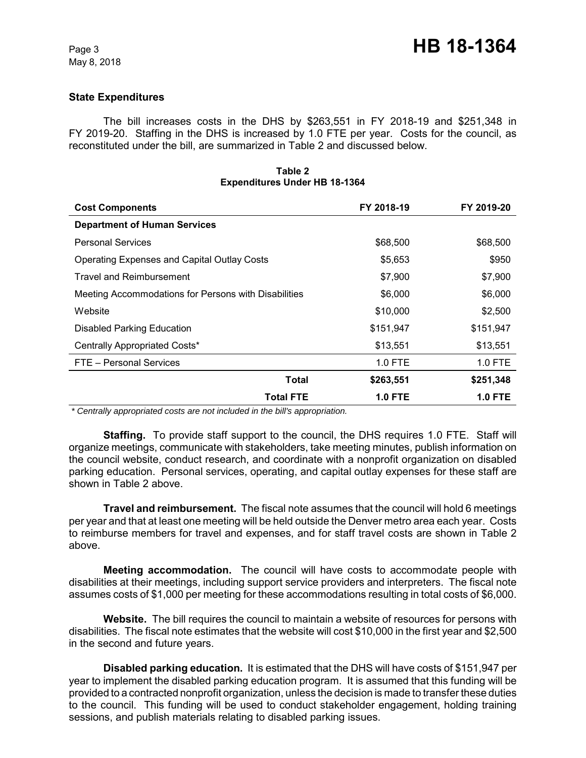### State Expenditures

The bill increases costs in the DHS by $263,551 in FY 2018-19 and $251,348 in FY 2019-20. Staffing in the DHS is increased by 1.0 FTE per year. Costs for the council, as reconstituted under the bill, are summarized in Table 2 and discussed below.

**Table 2**
**Expenditures Under HB 18-1364**

| Cost Components | FY 2018-19 | FY 2019-20 |
|---|---|---|
| **Department of Human Services** | | |
| Personal Services | $68,500 | $68,500 |
| Operating Expenses and Capital Outlay Costs | $5,653 | $950 |
| Travel and Reimbursement | $7,900 | $7,900 |
| Meeting Accommodations for Persons with Disabilities | $6,000 | $6,000 |
| Website | $10,000 | $2,500 |
| Disabled Parking Education | $151,947 | $151,947 |
| Centrally Appropriated Costs* | $13,551 | $13,551 |
| FTE – Personal Services | 1.0 FTE | 1.0 FTE |
| **Total** | **$263,551** | **$251,348** |
| **Total FTE** | **1.0 FTE** | **1.0 FTE** |

*\* Centrally appropriated costs are not included in the bill's appropriation.*

**Staffing.** To provide staff support to the council, the DHS requires 1.0 FTE. Staff will organize meetings, communicate with stakeholders, take meeting minutes, publish information on the council website, conduct research, and coordinate with a nonprofit organization on disabled parking education. Personal services, operating, and capital outlay expenses for these staff are shown in Table 2 above.

**Travel and reimbursement.** The fiscal note assumes that the council will hold 6 meetings per year and that at least one meeting will be held outside the Denver metro area each year. Costs to reimburse members for travel and expenses, and for staff travel costs are shown in Table 2 above.

**Meeting accommodation.** The council will have costs to accommodate people with disabilities at their meetings, including support service providers and interpreters. The fiscal note assumes costs of $1,000 per meeting for these accommodations resulting in total costs of $6,000.

**Website.** The bill requires the council to maintain a website of resources for persons with disabilities. The fiscal note estimates that the website will cost $10,000 in the first year and $2,500 in the second and future years.

**Disabled parking education.** It is estimated that the DHS will have costs of $151,947 per year to implement the disabled parking education program. It is assumed that this funding will be provided to a contracted nonprofit organization, unless the decision is made to transfer these duties to the council. This funding will be used to conduct stakeholder engagement, holding training sessions, and publish materials relating to disabled parking issues.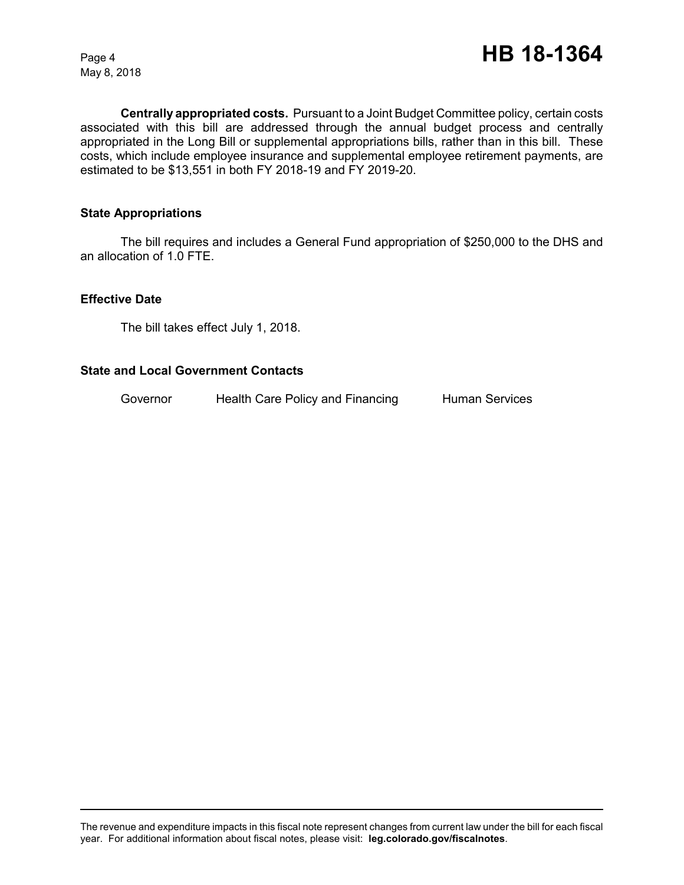**Centrally appropriated costs.** Pursuant to a Joint Budget Committee policy, certain costs associated with this bill are addressed through the annual budget process and centrally appropriated in the Long Bill or supplemental appropriations bills, rather than in this bill. These costs, which include employee insurance and supplemental employee retirement payments, are estimated to be $13,551 in both FY 2018-19 and FY 2019-20.

### State Appropriations

The bill requires and includes a General Fund appropriation of $250,000 to the DHS and an allocation of 1.0 FTE.

### Effective Date

The bill takes effect July 1, 2018.

### State and Local Government Contacts

Governor    Health Care Policy and Financing    Human Services

The revenue and expenditure impacts in this fiscal note represent changes from current law under the bill for each fiscal year. For additional information about fiscal notes, please visit: **leg.colorado.gov/fiscalnotes**.